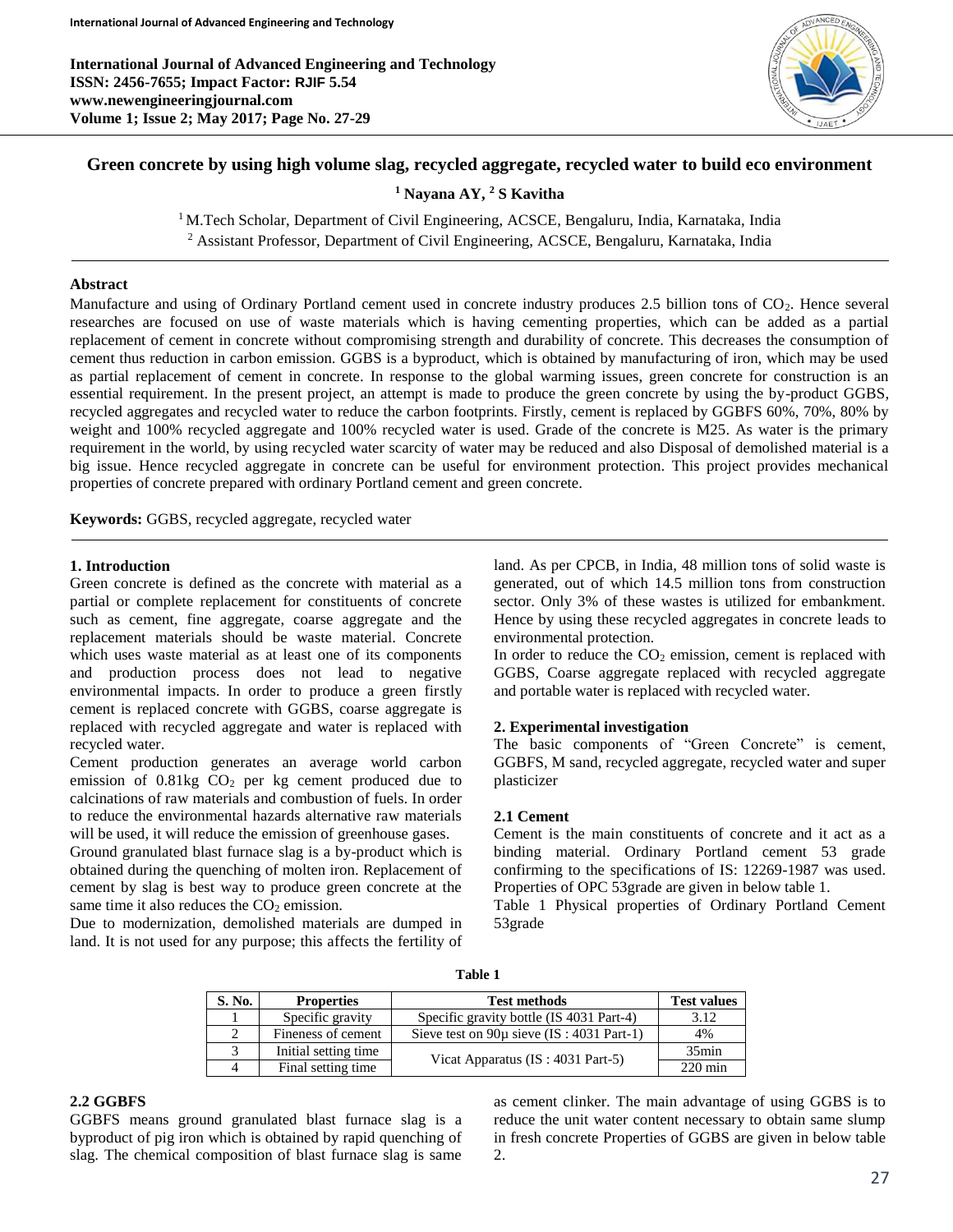# Green concrete by using high volume slag, recycled aggregate, recycled water to build eco environment

**[1] Nayana AY, [2] S Kavitha**

[1] M.Tech Scholar, Department of Civil Engineering, ACSCE, Bengaluru, India, Karnataka, India
[2] Assistant Professor, Department of Civil Engineering, ACSCE, Bengaluru, Karnataka, India

## Abstract

Manufacture and using of Ordinary Portland cement used in concrete industry produces 2.5 billion tons of $CO_2$. Hence several researches are focused on use of waste materials which is having cementing properties, which can be added as a partial replacement of cement in concrete without compromising strength and durability of concrete. This decreases the consumption of cement thus reduction in carbon emission. GGBS is a byproduct, which is obtained by manufacturing of iron, which may be used as partial replacement of cement in concrete. In response to the global warming issues, green concrete for construction is an essential requirement. In the present project, an attempt is made to produce the green concrete by using the by-product GGBS, recycled aggregates and recycled water to reduce the carbon footprints. Firstly, cement is replaced by GGBFS 60%, 70%, 80% by weight and 100% recycled aggregate and 100% recycled water is used. Grade of the concrete is M25. As water is the primary requirement in the world, by using recycled water scarcity of water may be reduced and also Disposal of demolished material is a big issue. Hence recycled aggregate in concrete can be useful for environment protection. This project provides mechanical properties of concrete prepared with ordinary Portland cement and green concrete.

**Keywords:** GGBS, recycled aggregate, recycled water

## 1. Introduction

Green concrete is defined as the concrete with material as a partial or complete replacement for constituents of concrete such as cement, fine aggregate, coarse aggregate and the replacement materials should be waste material. Concrete which uses waste material as at least one of its components and production process does not lead to negative environmental impacts. In order to produce a green firstly cement is replaced concrete with GGBS, coarse aggregate is replaced with recycled aggregate and water is replaced with recycled water.

Cement production generates an average world carbon emission of 0.81kg $CO_2$ per kg cement produced due to calcinations of raw materials and combustion of fuels. In order to reduce the environmental hazards alternative raw materials will be used, it will reduce the emission of greenhouse gases.

Ground granulated blast furnace slag is a by-product which is obtained during the quenching of molten iron. Replacement of cement by slag is best way to produce green concrete at the same time it also reduces the $CO_2$ emission.

Due to modernization, demolished materials are dumped in land. It is not used for any purpose; this affects the fertility of land. As per CPCB, in India, 48 million tons of solid waste is generated, out of which 14.5 million tons from construction sector. Only 3% of these wastes is utilized for embankment. Hence by using these recycled aggregates in concrete leads to environmental protection.

In order to reduce the $CO_2$ emission, cement is replaced with GGBS, Coarse aggregate replaced with recycled aggregate and portable water is replaced with recycled water.

## 2. Experimental investigation

The basic components of "Green Concrete" is cement, GGBFS, M sand, recycled aggregate, recycled water and super plasticizer

### 2.1 Cement

Cement is the main constituents of concrete and it act as a binding material. Ordinary Portland cement 53 grade confirming to the specifications of IS: 12269-1987 was used. Properties of OPC 53grade are given in below table 1.

Table 1 Physical properties of Ordinary Portland Cement 53grade

**Table 1**

| S. No. | Properties | Test methods | Test values |
|---|---|---|---|
| 1 | Specific gravity | Specific gravity bottle (IS 4031 Part-4) | 3.12 |
| 2 | Fineness of cement | Sieve test on 90μ sieve (IS : 4031 Part-1) | 4% |
| 3 | Initial setting time | Vicat Apparatus (IS : 4031 Part-5) | 35min |
| 4 | Final setting time | | 220 min |

### 2.2 GGBFS

GGBFS means ground granulated blast furnace slag is a byproduct of pig iron which is obtained by rapid quenching of slag. The chemical composition of blast furnace slag is same as cement clinker. The main advantage of using GGBS is to reduce the unit water content necessary to obtain same slump in fresh concrete Properties of GGBS are given in below table 2.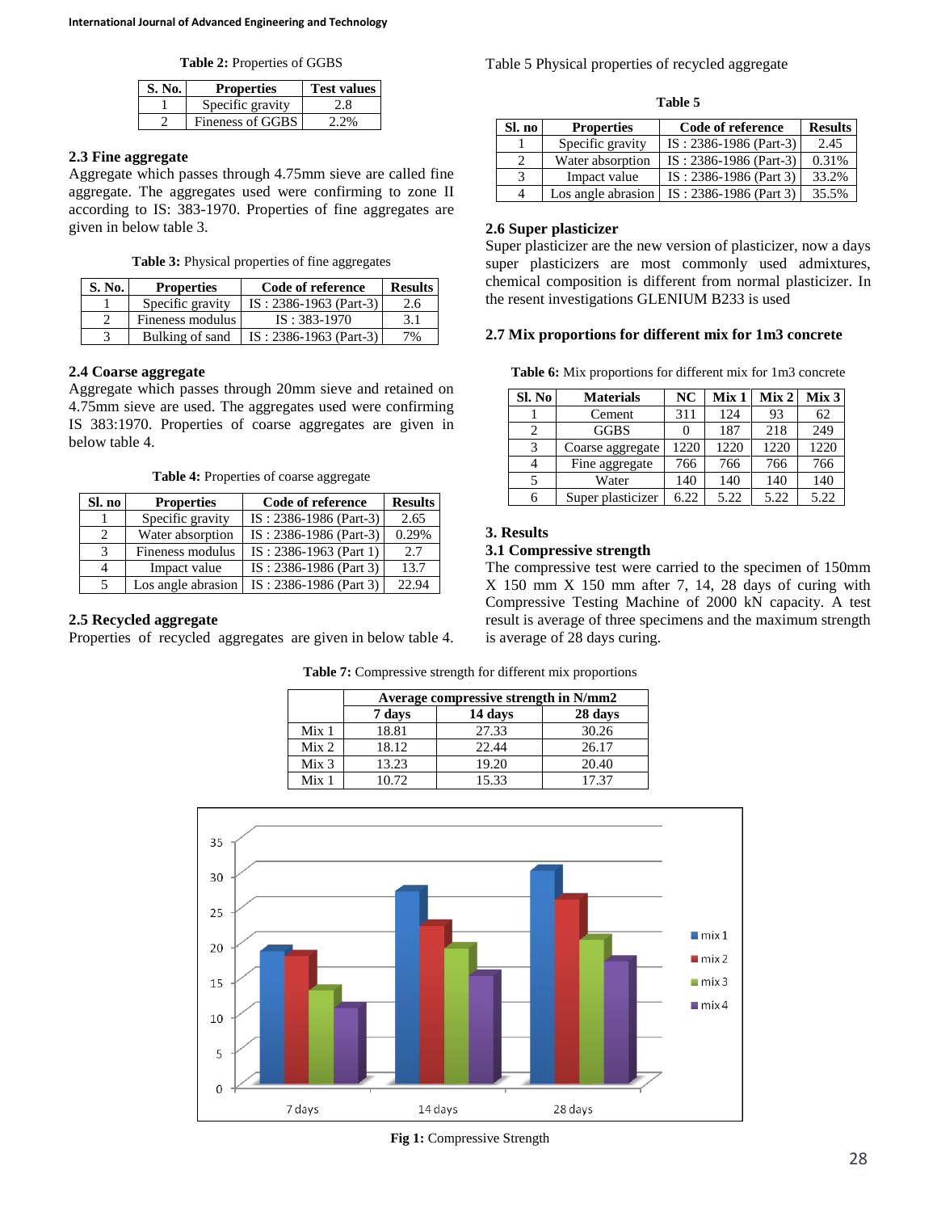**Table 2:** Properties of GGBS

| S. No. | Properties | Test values |
|---|---|---|
| 1 | Specific gravity | 2.8 |
| 2 | Fineness of GGBS | 2.2% |

### 2.3 Fine aggregate

Aggregate which passes through 4.75mm sieve are called fine aggregate. The aggregates used were confirming to zone II according to IS: 383-1970. Properties of fine aggregates are given in below table 3.

**Table 3:** Physical properties of fine aggregates

| S. No. | Properties | Code of reference | Results |
|---|---|---|---|
| 1 | Specific gravity | IS : 2386-1963 (Part-3) | 2.6 |
| 2 | Fineness modulus | IS : 383-1970 | 3.1 |
| 3 | Bulking of sand | IS : 2386-1963 (Part-3) | 7% |

### 2.4 Coarse aggregate

Aggregate which passes through 20mm sieve and retained on 4.75mm sieve are used. The aggregates used were confirming IS 383:1970. Properties of coarse aggregates are given in below table 4.

**Table 4:** Properties of coarse aggregate

| Sl. no | Properties | Code of reference | Results |
|---|---|---|---|
| 1 | Specific gravity | IS : 2386-1986 (Part-3) | 2.65 |
| 2 | Water absorption | IS : 2386-1986 (Part-3) | 0.29% |
| 3 | Fineness modulus | IS : 2386-1963 (Part 1) | 2.7 |
| 4 | Impact value | IS : 2386-1986 (Part 3) | 13.7 |
| 5 | Los angle abrasion | IS : 2386-1986 (Part 3) | 22.94 |

### 2.5 Recycled aggregate

Properties of recycled aggregates are given in below table 4.

Table 5 Physical properties of recycled aggregate

**Table 5**

| Sl. no | Properties | Code of reference | Results |
|---|---|---|---|
| 1 | Specific gravity | IS : 2386-1986 (Part-3) | 2.45 |
| 2 | Water absorption | IS : 2386-1986 (Part-3) | 0.31% |
| 3 | Impact value | IS : 2386-1986 (Part 3) | 33.2% |
| 4 | Los angle abrasion | IS : 2386-1986 (Part 3) | 35.5% |

### 2.6 Super plasticizer

Super plasticizer are the new version of plasticizer, now a days super plasticizers are most commonly used admixtures, chemical composition is different from normal plasticizer. In the resent investigations GLENIUM B233 is used

### 2.7 Mix proportions for different mix for 1m3 concrete

**Table 6:** Mix proportions for different mix for 1m3 concrete

| Sl. No | Materials | NC | Mix 1 | Mix 2 | Mix 3 |
|---|---|---|---|---|---|
| 1 | Cement | 311 | 124 | 93 | 62 |
| 2 | GGBS | 0 | 187 | 218 | 249 |
| 3 | Coarse aggregate | 1220 | 1220 | 1220 | 1220 |
| 4 | Fine aggregate | 766 | 766 | 766 | 766 |
| 5 | Water | 140 | 140 | 140 | 140 |
| 6 | Super plasticizer | 6.22 | 5.22 | 5.22 | 5.22 |

## 3. Results

### 3.1 Compressive strength

The compressive test were carried to the specimen of 150mm X 150 mm X 150 mm after 7, 14, 28 days of curing with Compressive Testing Machine of 2000 kN capacity. A test result is average of three specimens and the maximum strength is average of 28 days curing.

**Table 7:** Compressive strength for different mix proportions

| | Average compressive strength in N/mm2 | | |
|---|---|---|---|
| | 7 days | 14 days | 28 days |
| Mix 1 | 18.81 | 27.33 | 30.26 |
| Mix 2 | 18.12 | 22.44 | 26.17 |
| Mix 3 | 13.23 | 19.20 | 20.40 |
| Mix 1 | 10.72 | 15.33 | 17.37 |

**Fig 1:** Compressive Strength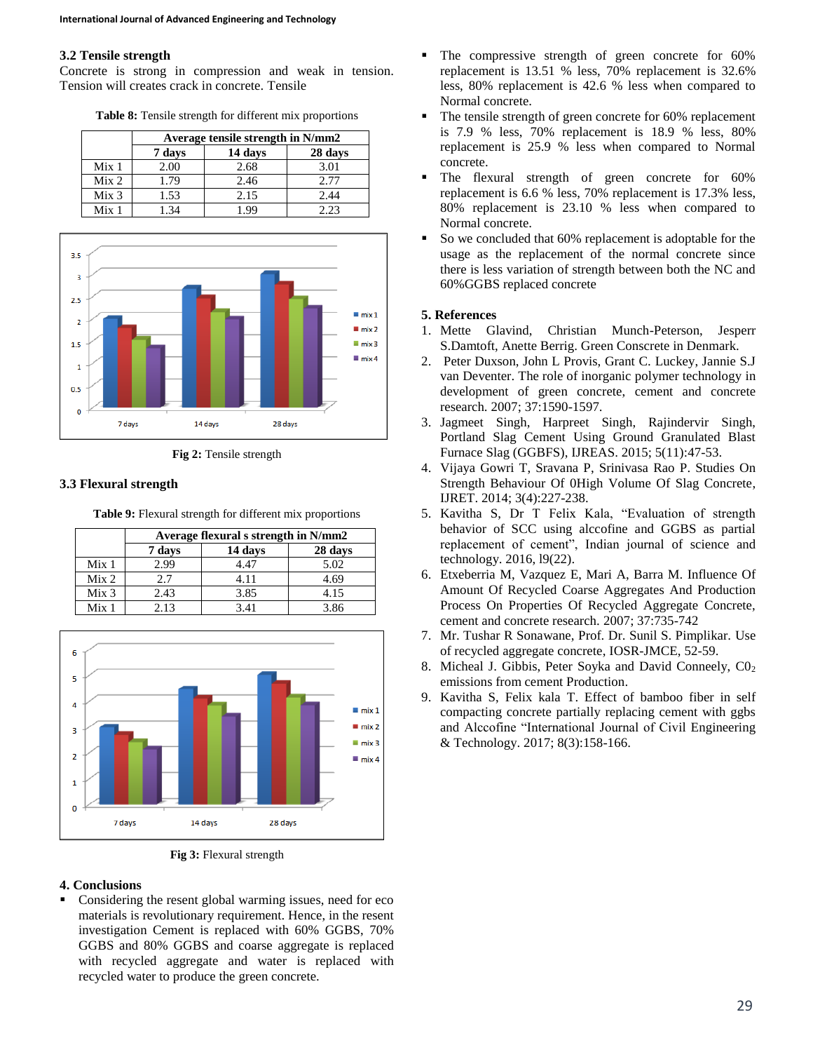### 3.2 Tensile strength

Concrete is strong in compression and weak in tension. Tension will creates crack in concrete. Tensile

**Table 8:** Tensile strength for different mix proportions

| | Average tensile strength in N/mm2 | | |
|---|---|---|---|
| | 7 days | 14 days | 28 days |
| Mix 1 | 2.00 | 2.68 | 3.01 |
| Mix 2 | 1.79 | 2.46 | 2.77 |
| Mix 3 | 1.53 | 2.15 | 2.44 |
| Mix 1 | 1.34 | 1.99 | 2.23 |

3.5
3
2.5
2
1.5
1
0.5
0
7 days
14 days
28 days
mix 1
mix 2
mix 3
mix 4

**Fig 2:** Tensile strength

### 3.3 Flexural strength

**Table 9:** Flexural strength for different mix proportions

| | Average flexural s strength in N/mm2 | | |
|---|---|---|---|
| | 7 days | 14 days | 28 days |
| Mix 1 | 2.99 | 4.47 | 5.02 |
| Mix 2 | 2.7 | 4.11 | 4.69 |
| Mix 3 | 2.43 | 3.85 | 4.15 |
| Mix 1 | 2.13 | 3.41 | 3.86 |

6
5
4
3
2
1
0
7 days
14 days
28 days
mix 1
mix 2
mix 3
mix 4

**Fig 3:** Flexural strength

### 4. Conclusions

- Considering the resent global warming issues, need for eco materials is revolutionary requirement. Hence, in the resent investigation Cement is replaced with 60% GGBS, 70% GGBS and 80% GGBS and coarse aggregate is replaced with recycled aggregate and water is replaced with recycled water to produce the green concrete.
- The compressive strength of green concrete for 60% replacement is 13.51 % less, 70% replacement is 32.6% less, 80% replacement is 42.6 % less when compared to Normal concrete.
- The tensile strength of green concrete for 60% replacement is 7.9 % less, 70% replacement is 18.9 % less, 80% replacement is 25.9 % less when compared to Normal concrete.
- The flexural strength of green concrete for 60% replacement is 6.6 % less, 70% replacement is 17.3% less, 80% replacement is 23.10 % less when compared to Normal concrete.
- So we concluded that 60% replacement is adoptable for the usage as the replacement of the normal concrete since there is less variation of strength between both the NC and 60%GGBS replaced concrete

### 5. References

1. Mette Glavind, Christian Munch-Peterson, Jesperr S.Damtoft, Anette Berrig. Green Conscrete in Denmark.
2. Peter Duxson, John L Provis, Grant C. Luckey, Jannie S.J van Deventer. The role of inorganic polymer technology in development of green concrete, cement and concrete research. 2007; 37:1590-1597.
3. Jagmeet Singh, Harpreet Singh, Rajindervir Singh, Portland Slag Cement Using Ground Granulated Blast Furnace Slag (GGBFS), IJREAS. 2015; 5(11):47-53.
4. Vijaya Gowri T, Sravana P, Srinivasa Rao P. Studies On Strength Behaviour Of 0High Volume Of Slag Concrete, IJRET. 2014; 3(4):227-238.
5. Kavitha S, Dr T Felix Kala, "Evaluation of strength behavior of SCC using alccofine and GGBS as partial replacement of cement", Indian journal of science and technology. 2016, I9(22).
6. Etxeberria M, Vazquez E, Mari A, Barra M. Influence Of Amount Of Recycled Coarse Aggregates And Production Process On Properties Of Recycled Aggregate Concrete, cement and concrete research. 2007; 37:735-742
7. Mr. Tushar R Sonawane, Prof. Dr. Sunil S. Pimplikar. Use of recycled aggregate concrete, IOSR-JMCE, 52-59.
8. Micheal J. Gibbis, Peter Soyka and David Conneely, $C0_2$ emissions from cement Production.
9. Kavitha S, Felix kala T. Effect of bamboo fiber in self compacting concrete partially replacing cement with ggbs and Alccofine "International Journal of Civil Engineering & Technology. 2017; 8(3):158-166.